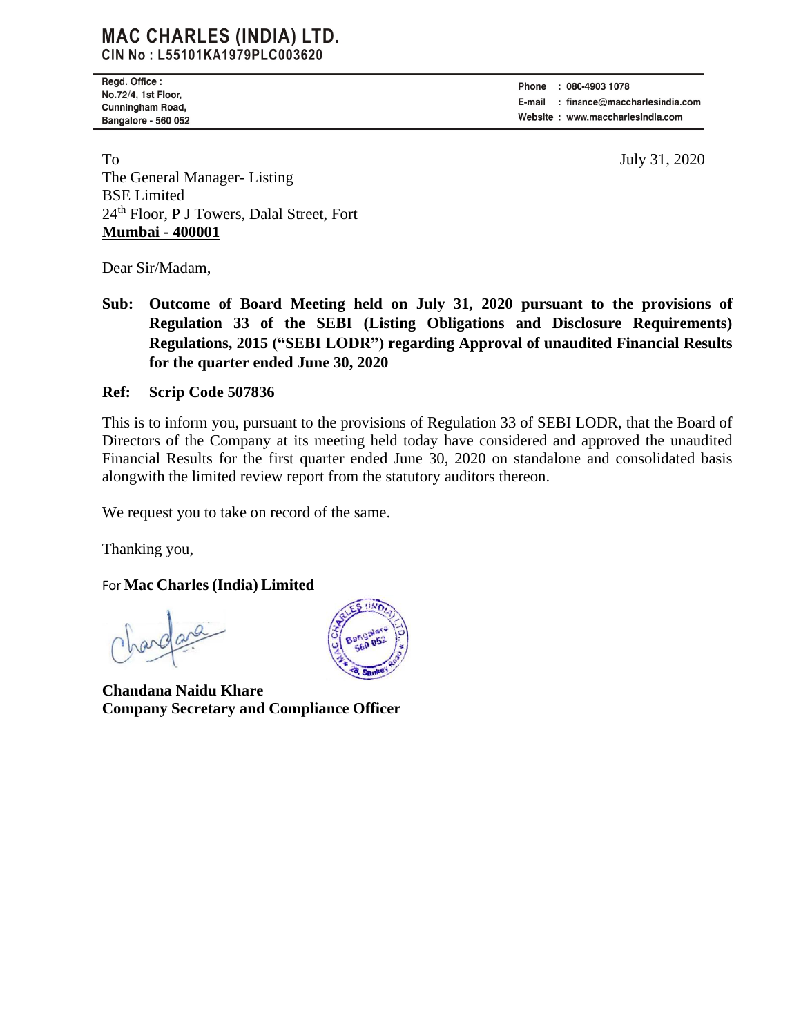# MAC CHARLES (INDIA) LTD.

**CIN No : L55101KA1979PLC003620**

Regd. Office :
No.72/4, 1st Floor,
Cunningham Road,
Bangalore - 560 052

Phone : 080-4903 1078
E-mail : finance@maccharlesindia.com
Website : www.maccharlesindia.com

To

The General Manager- Listing
BSE Limited
24th Floor, P J Towers, Dalal Street, Fort
**Mumbai - 400001**

July 31, 2020

Dear Sir/Madam,

**Sub: Outcome of Board Meeting held on July 31, 2020 pursuant to the provisions of Regulation 33 of the SEBI (Listing Obligations and Disclosure Requirements) Regulations, 2015 ("SEBI LODR") regarding Approval of unaudited Financial Results for the quarter ended June 30, 2020**

**Ref: Scrip Code 507836**

This is to inform you, pursuant to the provisions of Regulation 33 of SEBI LODR, that the Board of Directors of the Company at its meeting held today have considered and approved the unaudited Financial Results for the first quarter ended June 30, 2020 on standalone and consolidated basis alongwith the limited review report from the statutory auditors thereon.

We request you to take on record of the same.

Thanking you,

For **Mac Charles (India) Limited**

**Chandana Naidu Khare**
**Company Secretary and Compliance Officer**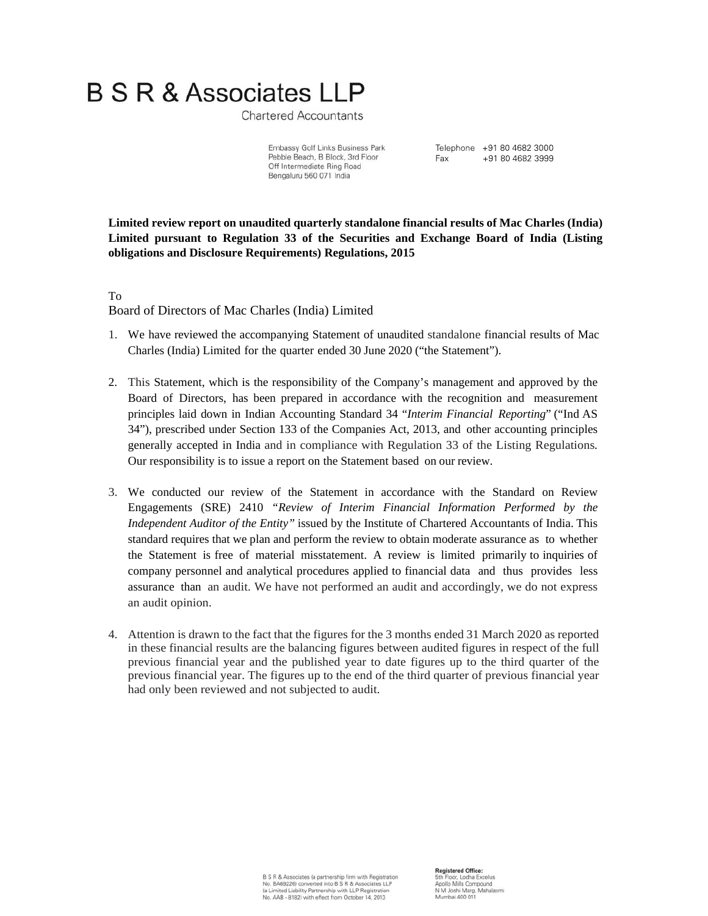# B S R & Associates LLP

Chartered Accountants

Embassy Golf Links Business Park
Pebble Beach, B Block, 3rd Floor
Off Intermediate Ring Road
Bengaluru 560 071 India

Telephone +91 80 4682 3000
Fax +91 80 4682 3999

**Limited review report on unaudited quarterly standalone financial results of Mac Charles (India) Limited pursuant to Regulation 33 of the Securities and Exchange Board of India (Listing obligations and Disclosure Requirements) Regulations, 2015**

To
Board of Directors of Mac Charles (India) Limited

1. We have reviewed the accompanying Statement of unaudited standalone financial results of Mac Charles (India) Limited for the quarter ended 30 June 2020 ("the Statement").

2. This Statement, which is the responsibility of the Company's management and approved by the Board of Directors, has been prepared in accordance with the recognition and measurement principles laid down in Indian Accounting Standard 34 "*Interim Financial Reporting*" ("Ind AS 34"), prescribed under Section 133 of the Companies Act, 2013, and other accounting principles generally accepted in India and in compliance with Regulation 33 of the Listing Regulations. Our responsibility is to issue a report on the Statement based on our review.

3. We conducted our review of the Statement in accordance with the Standard on Review Engagements (SRE) 2410 *"Review of Interim Financial Information Performed by the Independent Auditor of the Entity"* issued by the Institute of Chartered Accountants of India. This standard requires that we plan and perform the review to obtain moderate assurance as to whether the Statement is free of material misstatement. A review is limited primarily to inquiries of company personnel and analytical procedures applied to financial data and thus provides less assurance than an audit. We have not performed an audit and accordingly, we do not express an audit opinion.

4. Attention is drawn to the fact that the figures for the 3 months ended 31 March 2020 as reported in these financial results are the balancing figures between audited figures in respect of the full previous financial year and the published year to date figures up to the third quarter of the previous financial year. The figures up to the end of the third quarter of previous financial year had only been reviewed and not subjected to audit.

B S R & Associates (a partnership firm with Registration No. BA69226) converted into B S R & Associates LLP (a Limited Liability Partnership with LLP Registration No. AAB - 8182) with effect from October 14, 2013

**Registered Office:**
5th Floor, Lodha Excelus
Apollo Mills Compound
N M Joshi Marg, Mahalaxmi
Mumbai 400 011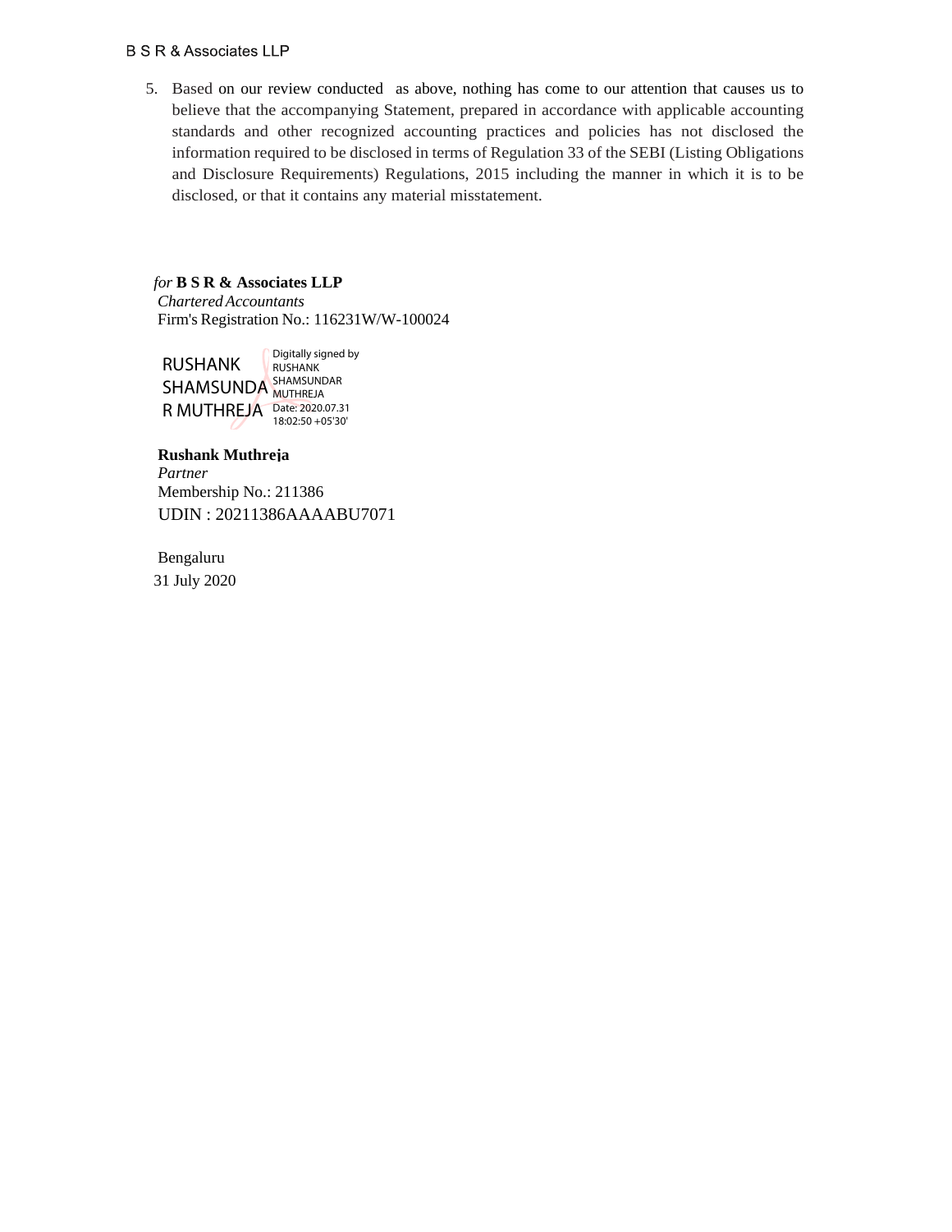5. Based on our review conducted as above, nothing has come to our attention that causes us to believe that the accompanying Statement, prepared in accordance with applicable accounting standards and other recognized accounting practices and policies has not disclosed the information required to be disclosed in terms of Regulation 33 of the SEBI (Listing Obligations and Disclosure Requirements) Regulations, 2015 including the manner in which it is to be disclosed, or that it contains any material misstatement.

*for* **B S R & Associates LLP**
*Chartered Accountants*
Firm's Registration No.: 116231W/W-100024

RUSHANK SHAMSUNDAR MUTHREJA
Digitally signed by RUSHANK SHAMSUNDAR MUTHREJA
Date: 2020.07.31 18:02:50 +05'30'

**Rushank Muthreja**
*Partner*
Membership No.: 211386
UDIN : 20211386AAAABU7071

Bengaluru
31 July 2020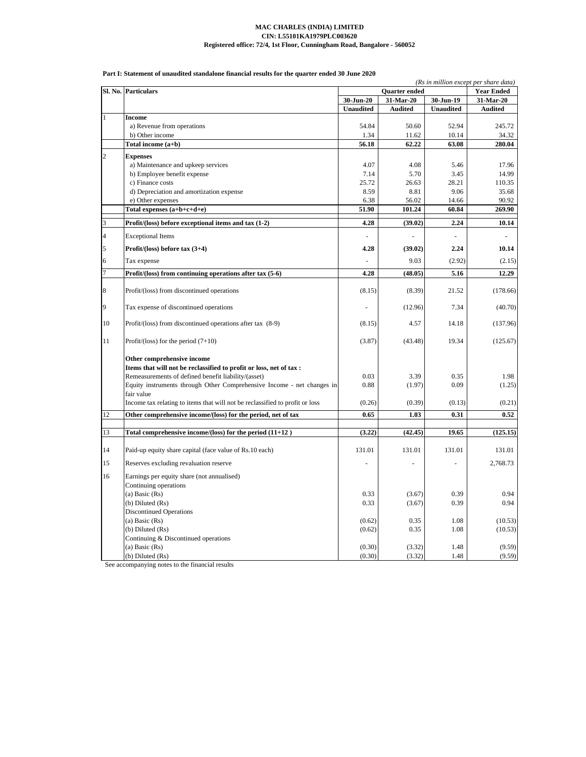**MAC CHARLES (INDIA) LIMITED**
**CIN: L55101KA1979PLC003620**
**Registered office: 72/4, 1st Floor, Cunningham Road, Bangalore - 560052**

**Part I: Statement of unaudited standalone financial results for the quarter ended 30 June 2020**

*(Rs in million except per share data)*

| Sl. No. | Particulars | Quarter ended | | | Year Ended |
|---|---|---|---|---|---|
| | | 30-Jun-20 | 31-Mar-20 | 30-Jun-19 | 31-Mar-20 |
| | | Unaudited | Audited | Unaudited | Audited |
| 1 | **Income** | | | | |
| | a) Revenue from operations | 54.84 | 50.60 | 52.94 | 245.72 |
| | b) Other income | 1.34 | 11.62 | 10.14 | 34.32 |
| | **Total income (a+b)** | **56.18** | **62.22** | **63.08** | **280.04** |
| 2 | **Expenses** | | | | |
| | a) Maintenance and upkeep services | 4.07 | 4.08 | 5.46 | 17.96 |
| | b) Employee benefit expense | 7.14 | 5.70 | 3.45 | 14.99 |
| | c) Finance costs | 25.72 | 26.63 | 28.21 | 110.35 |
| | d) Depreciation and amortization expense | 8.59 | 8.81 | 9.06 | 35.68 |
| | e) Other expenses | 6.38 | 56.02 | 14.66 | 90.92 |
| | **Total expenses (a+b+c+d+e)** | **51.90** | **101.24** | **60.84** | **269.90** |
| 3 | **Profit/(loss) before exceptional items and tax (1-2)** | **4.28** | **(39.02)** | **2.24** | **10.14** |
| 4 | Exceptional Items | - | - | - | - |
| 5 | **Profit/(loss) before tax (3+4)** | **4.28** | **(39.02)** | **2.24** | **10.14** |
| 6 | Tax expense | - | 9.03 | (2.92) | (2.15) |
| 7 | **Profit/(loss) from continuing operations after tax (5-6)** | **4.28** | **(48.05)** | **5.16** | **12.29** |
| 8 | Profit/(loss) from discontinued operations | (8.15) | (8.39) | 21.52 | (178.66) |
| 9 | Tax expense of discontinued operations | - | (12.96) | 7.34 | (40.70) |
| 10 | Profit/(loss) from discontinued operations after tax (8-9) | (8.15) | 4.57 | 14.18 | (137.96) |
| 11 | Profit/(loss) for the period (7+10) | (3.87) | (43.48) | 19.34 | (125.67) |
| | **Other comprehensive income** | | | | |
| | **Items that will not be reclassified to profit or loss, net of tax :** | | | | |
| | Remeasurements of defined benefit liability/(asset) | 0.03 | 3.39 | 0.35 | 1.98 |
| | Equity instruments through Other Comprehensive Income - net changes in fair value | 0.88 | (1.97) | 0.09 | (1.25) |
| | Income tax relating to items that will not be reclassified to profit or loss | (0.26) | (0.39) | (0.13) | (0.21) |
| 12 | **Other comprehensive income/(loss) for the period, net of tax** | **0.65** | **1.03** | **0.31** | **0.52** |
| 13 | **Total comprehensive income/(loss) for the period (11+12 )** | **(3.22)** | **(42.45)** | **19.65** | **(125.15)** |
| 14 | Paid-up equity share capital (face value of Rs.10 each) | 131.01 | 131.01 | 131.01 | 131.01 |
| 15 | Reserves excluding revaluation reserve | - | - | - | 2,768.73 |
| 16 | Earnings per equity share (not annualised) | | | | |
| | Continuing operations | | | | |
| | (a) Basic (Rs) | 0.33 | (3.67) | 0.39 | 0.94 |
| | (b) Diluted (Rs) | 0.33 | (3.67) | 0.39 | 0.94 |
| | Discontinued Operations | | | | |
| | (a) Basic (Rs) | (0.62) | 0.35 | 1.08 | (10.53) |
| | (b) Diluted (Rs) | (0.62) | 0.35 | 1.08 | (10.53) |
| | Continuing & Discontinued operations | | | | |
| | (a) Basic (Rs) | (0.30) | (3.32) | 1.48 | (9.59) |
| | (b) Diluted (Rs) | (0.30) | (3.32) | 1.48 | (9.59) |

See accompanying notes to the financial results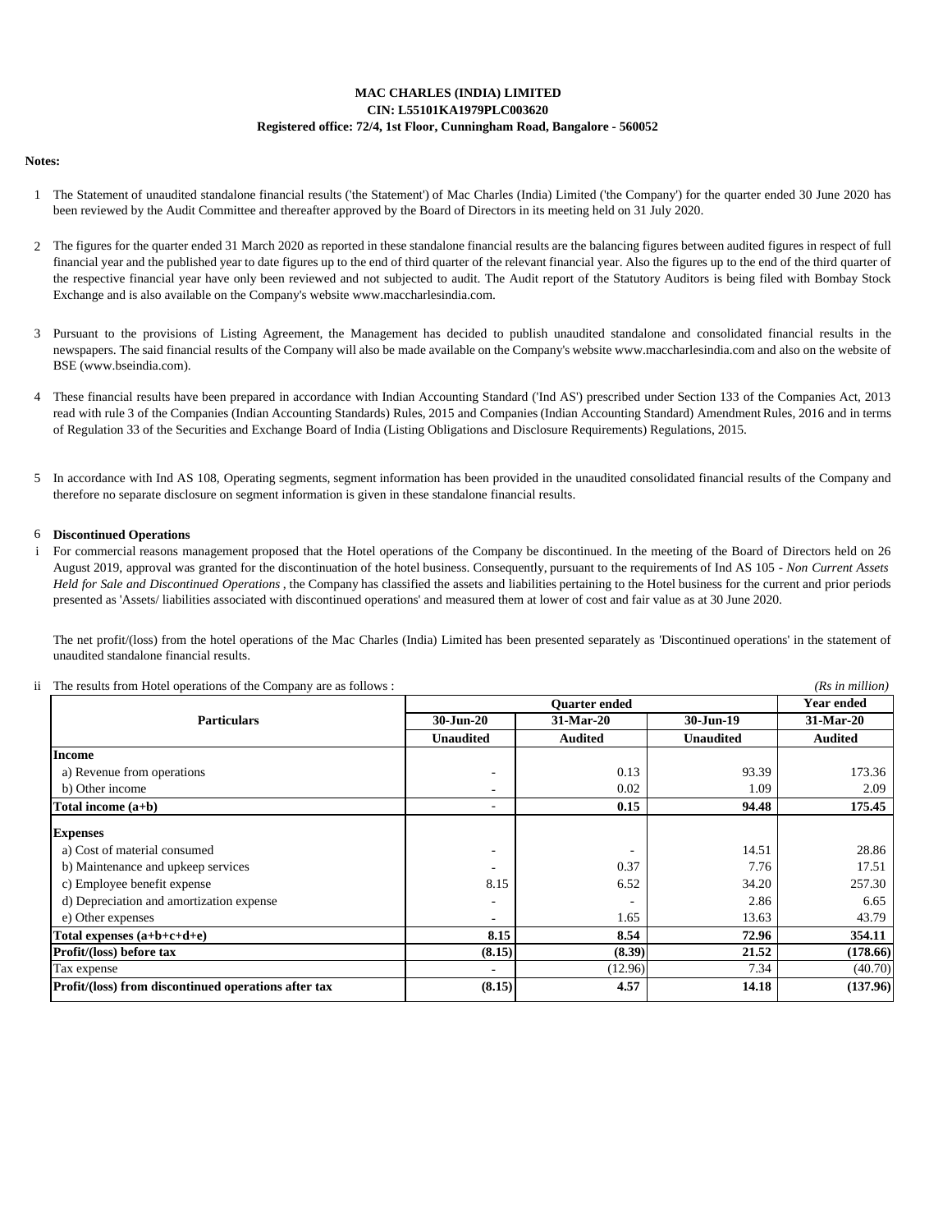**MAC CHARLES (INDIA) LIMITED**
**CIN: L55101KA1979PLC003620**
**Registered office: 72/4, 1st Floor, Cunningham Road, Bangalore - 560052**

**Notes:**

1. The Statement of unaudited standalone financial results ('the Statement') of Mac Charles (India) Limited ('the Company') for the quarter ended 30 June 2020 has been reviewed by the Audit Committee and thereafter approved by the Board of Directors in its meeting held on 31 July 2020.

2. The figures for the quarter ended 31 March 2020 as reported in these standalone financial results are the balancing figures between audited figures in respect of full financial year and the published year to date figures up to the end of third quarter of the relevant financial year. Also the figures up to the end of the third quarter of the respective financial year have only been reviewed and not subjected to audit. The Audit report of the Statutory Auditors is being filed with Bombay Stock Exchange and is also available on the Company's website www.maccharlesindia.com.

3. Pursuant to the provisions of Listing Agreement, the Management has decided to publish unaudited standalone and consolidated financial results in the newspapers. The said financial results of the Company will also be made available on the Company's website www.maccharlesindia.com and also on the website of BSE (www.bseindia.com).

4. These financial results have been prepared in accordance with Indian Accounting Standard ('Ind AS') prescribed under Section 133 of the Companies Act, 2013 read with rule 3 of the Companies (Indian Accounting Standards) Rules, 2015 and Companies (Indian Accounting Standard) Amendment Rules, 2016 and in terms of Regulation 33 of the Securities and Exchange Board of India (Listing Obligations and Disclosure Requirements) Regulations, 2015.

5. In accordance with Ind AS 108, Operating segments, segment information has been provided in the unaudited consolidated financial results of the Company and therefore no separate disclosure on segment information is given in these standalone financial results.

6. **Discontinued Operations**

i. For commercial reasons management proposed that the Hotel operations of the Company be discontinued. In the meeting of the Board of Directors held on 26 August 2019, approval was granted for the discontinuation of the hotel business. Consequently, pursuant to the requirements of Ind AS 105 - *Non Current Assets Held for Sale and Discontinued Operations* , the Company has classified the assets and liabilities pertaining to the Hotel business for the current and prior periods presented as 'Assets/ liabilities associated with discontinued operations' and measured them at lower of cost and fair value as at 30 June 2020.

The net profit/(loss) from the hotel operations of the Mac Charles (India) Limited has been presented separately as 'Discontinued operations' in the statement of unaudited standalone financial results.

ii. The results from Hotel operations of the Company are as follows : *(Rs in million)*

| Particulars | Quarter ended | | | Year ended |
|---|---|---|---|---|
| | 30-Jun-20 | 31-Mar-20 | 30-Jun-19 | 31-Mar-20 |
| | Unaudited | Audited | Unaudited | Audited |
| **Income** | | | | |
| a) Revenue from operations | - | 0.13 | 93.39 | 173.36 |
| b) Other income | - | 0.02 | 1.09 | 2.09 |
| **Total income (a+b)** | - | **0.15** | **94.48** | **175.45** |
| **Expenses** | | | | |
| a) Cost of material consumed | - | - | 14.51 | 28.86 |
| b) Maintenance and upkeep services | - | 0.37 | 7.76 | 17.51 |
| c) Employee benefit expense | 8.15 | 6.52 | 34.20 | 257.30 |
| d) Depreciation and amortization expense | - | - | 2.86 | 6.65 |
| e) Other expenses | - | 1.65 | 13.63 | 43.79 |
| **Total expenses (a+b+c+d+e)** | **8.15** | **8.54** | **72.96** | **354.11** |
| **Profit/(loss) before tax** | **(8.15)** | **(8.39)** | **21.52** | **(178.66)** |
| Tax expense | - | (12.96) | 7.34 | (40.70) |
| **Profit/(loss) from discontinued operations after tax** | **(8.15)** | **4.57** | **14.18** | **(137.96)** |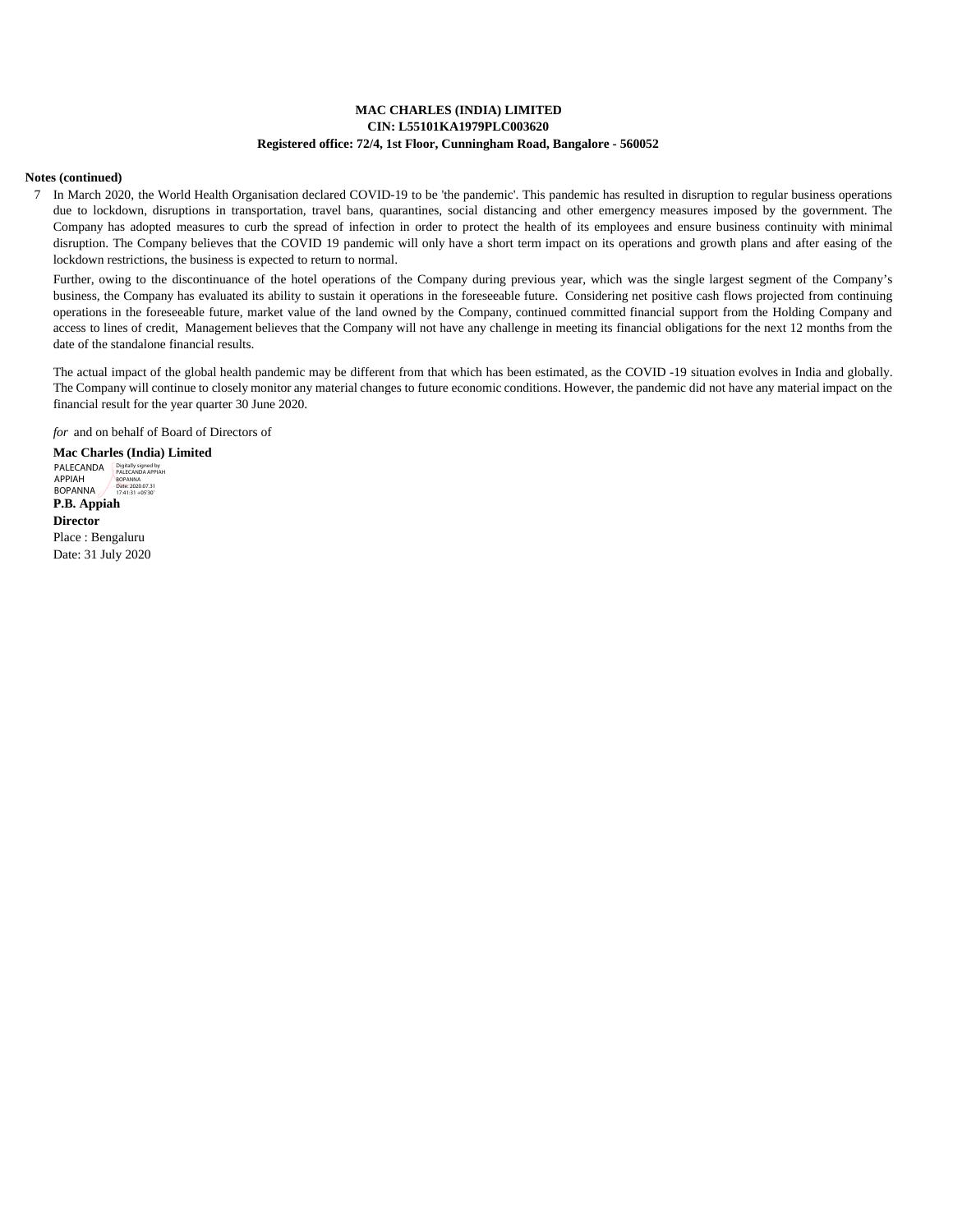**MAC CHARLES (INDIA) LIMITED**
**CIN: L55101KA1979PLC003620**
**Registered office: 72/4, 1st Floor, Cunningham Road, Bangalore - 560052**

**Notes (continued)**

7 In March 2020, the World Health Organisation declared COVID-19 to be 'the pandemic'. This pandemic has resulted in disruption to regular business operations due to lockdown, disruptions in transportation, travel bans, quarantines, social distancing and other emergency measures imposed by the government. The Company has adopted measures to curb the spread of infection in order to protect the health of its employees and ensure business continuity with minimal disruption. The Company believes that the COVID 19 pandemic will only have a short term impact on its operations and growth plans and after easing of the lockdown restrictions, the business is expected to return to normal.

Further, owing to the discontinuance of the hotel operations of the Company during previous year, which was the single largest segment of the Company's business, the Company has evaluated its ability to sustain it operations in the foreseeable future. Considering net positive cash flows projected from continuing operations in the foreseeable future, market value of the land owned by the Company, continued committed financial support from the Holding Company and access to lines of credit, Management believes that the Company will not have any challenge in meeting its financial obligations for the next 12 months from the date of the standalone financial results.

The actual impact of the global health pandemic may be different from that which has been estimated, as the COVID -19 situation evolves in India and globally. The Company will continue to closely monitor any material changes to future economic conditions. However, the pandemic did not have any material impact on the financial result for the year quarter 30 June 2020.

*for* and on behalf of Board of Directors of

**Mac Charles (India) Limited**

PALECANDA APPIAH BOPANNA Digitally signed by PALECANDA APPIAH BOPANNA Date: 2020.07.31 17:41:31 +05'30'

**P.B. Appiah**

**Director**

Place : Bengaluru

Date: 31 July 2020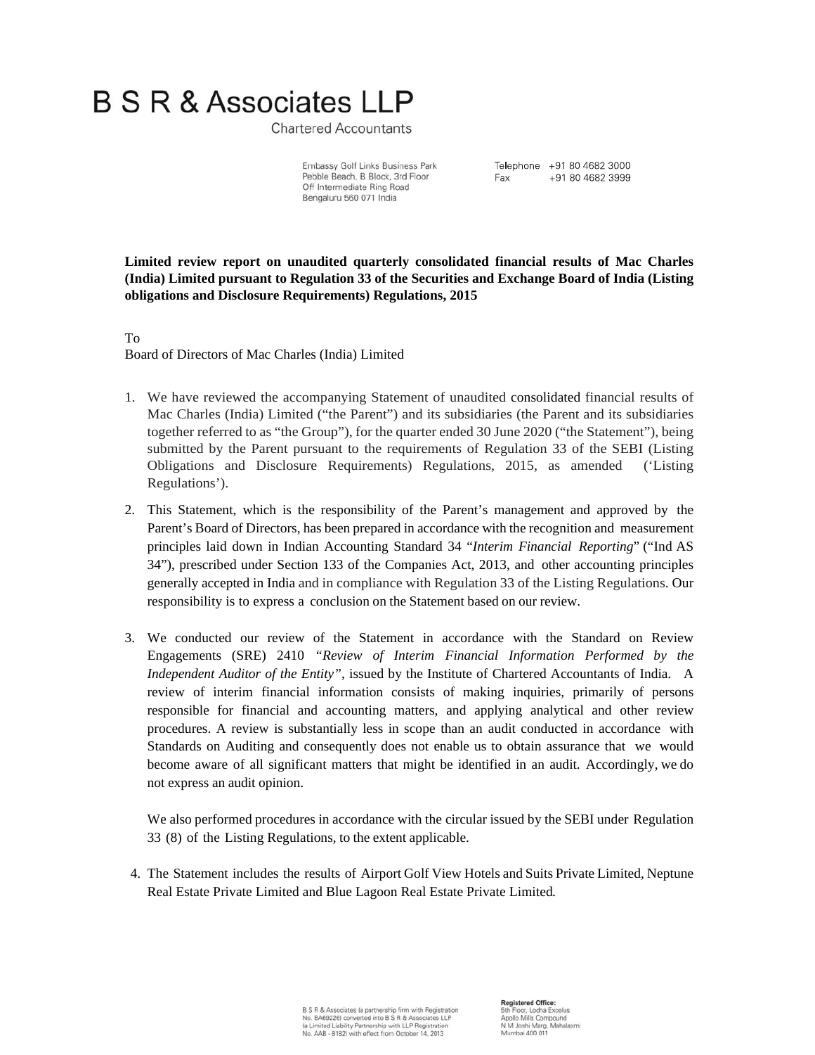# B S R & Associates LLP

Chartered Accountants

Embassy Golf Links Business Park
Pebble Beach, B Block, 3rd Floor
Off Intermediate Ring Road
Bengaluru 560 071 India

Telephone +91 80 4682 3000
Fax +91 80 4682 3999

**Limited review report on unaudited quarterly consolidated financial results of Mac Charles (India) Limited pursuant to Regulation 33 of the Securities and Exchange Board of India (Listing obligations and Disclosure Requirements) Regulations, 2015**

To
Board of Directors of Mac Charles (India) Limited

1. We have reviewed the accompanying Statement of unaudited consolidated financial results of Mac Charles (India) Limited ("the Parent") and its subsidiaries (the Parent and its subsidiaries together referred to as "the Group"), for the quarter ended 30 June 2020 ("the Statement"), being submitted by the Parent pursuant to the requirements of Regulation 33 of the SEBI (Listing Obligations and Disclosure Requirements) Regulations, 2015, as amended ('Listing Regulations').

2. This Statement, which is the responsibility of the Parent's management and approved by the Parent's Board of Directors, has been prepared in accordance with the recognition and measurement principles laid down in Indian Accounting Standard 34 "*Interim Financial Reporting*" ("Ind AS 34"), prescribed under Section 133 of the Companies Act, 2013, and other accounting principles generally accepted in India and in compliance with Regulation 33 of the Listing Regulations. Our responsibility is to express a conclusion on the Statement based on our review.

3. We conducted our review of the Statement in accordance with the Standard on Review Engagements (SRE) 2410 "*Review of Interim Financial Information Performed by the Independent Auditor of the Entity*", issued by the Institute of Chartered Accountants of India. A review of interim financial information consists of making inquiries, primarily of persons responsible for financial and accounting matters, and applying analytical and other review procedures. A review is substantially less in scope than an audit conducted in accordance with Standards on Auditing and consequently does not enable us to obtain assurance that we would become aware of all significant matters that might be identified in an audit. Accordingly, we do not express an audit opinion.

   We also performed procedures in accordance with the circular issued by the SEBI under Regulation 33 (8) of the Listing Regulations, to the extent applicable.

4. The Statement includes the results of Airport Golf View Hotels and Suits Private Limited, Neptune Real Estate Private Limited and Blue Lagoon Real Estate Private Limited.

B S R & Associates (a partnership firm with Registration No. BA69226) converted into B S R & Associates LLP (a Limited Liability Partnership with LLP Registration No. AAB - 8182) with effect from October 14, 2013

**Registered Office:**
5th Floor, Lodha Excelus
Apollo Mills Compound
N M Joshi Marg, Mahalaxmi
Mumbai 400 011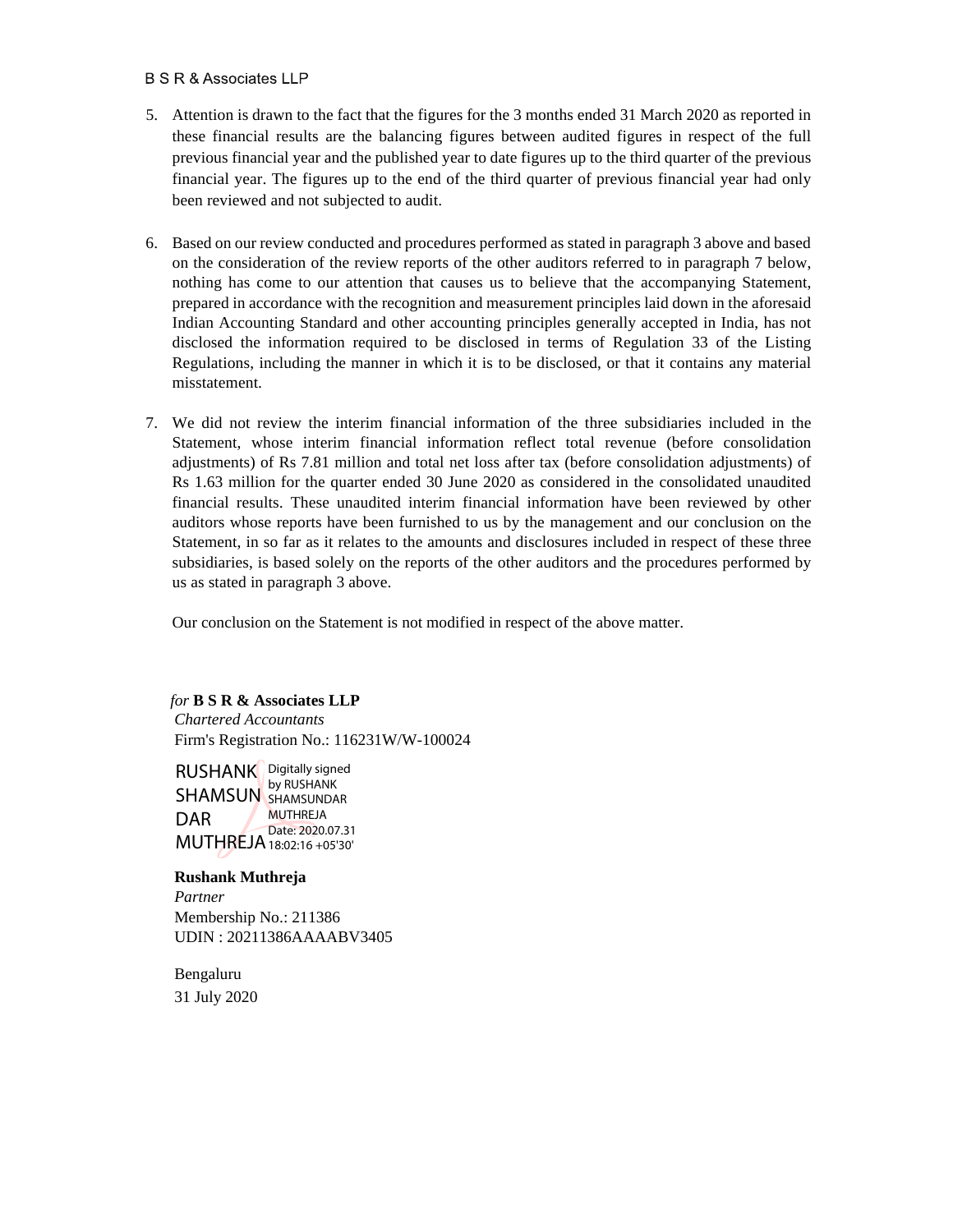5. Attention is drawn to the fact that the figures for the 3 months ended 31 March 2020 as reported in these financial results are the balancing figures between audited figures in respect of the full previous financial year and the published year to date figures up to the third quarter of the previous financial year. The figures up to the end of the third quarter of previous financial year had only been reviewed and not subjected to audit.

6. Based on our review conducted and procedures performed as stated in paragraph 3 above and based on the consideration of the review reports of the other auditors referred to in paragraph 7 below, nothing has come to our attention that causes us to believe that the accompanying Statement, prepared in accordance with the recognition and measurement principles laid down in the aforesaid Indian Accounting Standard and other accounting principles generally accepted in India, has not disclosed the information required to be disclosed in terms of Regulation 33 of the Listing Regulations, including the manner in which it is to be disclosed, or that it contains any material misstatement.

7. We did not review the interim financial information of the three subsidiaries included in the Statement, whose interim financial information reflect total revenue (before consolidation adjustments) of Rs 7.81 million and total net loss after tax (before consolidation adjustments) of Rs 1.63 million for the quarter ended 30 June 2020 as considered in the consolidated unaudited financial results. These unaudited interim financial information have been reviewed by other auditors whose reports have been furnished to us by the management and our conclusion on the Statement, in so far as it relates to the amounts and disclosures included in respect of these three subsidiaries, is based solely on the reports of the other auditors and the procedures performed by us as stated in paragraph 3 above.

   Our conclusion on the Statement is not modified in respect of the above matter.

*for* **B S R & Associates LLP**
*Chartered Accountants*
Firm's Registration No.: 116231W/W-100024

RUSHANK SHAMSUNDAR MUTHREJA
Digitally signed by RUSHANK SHAMSUNDAR MUTHREJA
Date: 2020.07.31 18:02:16 +05'30'

**Rushank Muthreja**
*Partner*
Membership No.: 211386
UDIN : 20211386AAAABV3405

Bengaluru
31 July 2020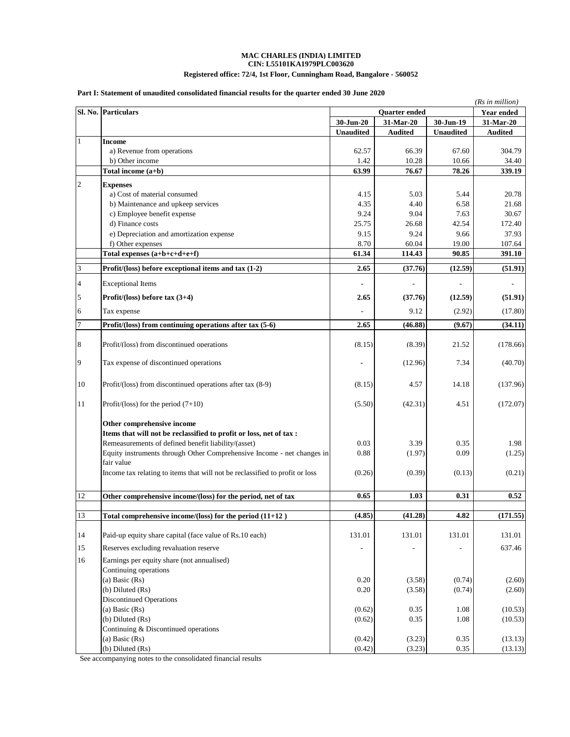**MAC CHARLES (INDIA) LIMITED**
**CIN: L55101KA1979PLC003620**
**Registered office: 72/4, 1st Floor, Cunningham Road, Bangalore - 560052**

**Part I: Statement of unaudited consolidated financial results for the quarter ended 30 June 2020**

*(Rs in million)*

| Sl. No. | Particulars | Quarter ended | | | Year ended |
|---|---|---|---|---|---|
| | | 30-Jun-20 | 31-Mar-20 | 30-Jun-19 | 31-Mar-20 |
| | | Unaudited | Audited | Unaudited | Audited |
| 1 | **Income** | | | | |
| | a) Revenue from operations | 62.57 | 66.39 | 67.60 | 304.79 |
| | b) Other income | 1.42 | 10.28 | 10.66 | 34.40 |
| | **Total income (a+b)** | **63.99** | **76.67** | **78.26** | **339.19** |
| 2 | **Expenses** | | | | |
| | a) Cost of material consumed | 4.15 | 5.03 | 5.44 | 20.78 |
| | b) Maintenance and upkeep services | 4.35 | 4.40 | 6.58 | 21.68 |
| | c) Employee benefit expense | 9.24 | 9.04 | 7.63 | 30.67 |
| | d) Finance costs | 25.75 | 26.68 | 42.54 | 172.40 |
| | e) Depreciation and amortization expense | 9.15 | 9.24 | 9.66 | 37.93 |
| | f) Other expenses | 8.70 | 60.04 | 19.00 | 107.64 |
| | **Total expenses (a+b+c+d+e+f)** | **61.34** | **114.43** | **90.85** | **391.10** |
| 3 | **Profit/(loss) before exceptional items and tax (1-2)** | **2.65** | **(37.76)** | **(12.59)** | **(51.91)** |
| 4 | Exceptional Items | - | - | - | - |
| 5 | **Profit/(loss) before tax (3+4)** | **2.65** | **(37.76)** | **(12.59)** | **(51.91)** |
| 6 | Tax expense | - | 9.12 | (2.92) | (17.80) |
| 7 | **Profit/(loss) from continuing operations after tax (5-6)** | **2.65** | **(46.88)** | **(9.67)** | **(34.11)** |
| 8 | Profit/(loss) from discontinued operations | (8.15) | (8.39) | 21.52 | (178.66) |
| 9 | Tax expense of discontinued operations | - | (12.96) | 7.34 | (40.70) |
| 10 | Profit/(loss) from discontinued operations after tax (8-9) | (8.15) | 4.57 | 14.18 | (137.96) |
| 11 | Profit/(loss) for the period (7+10) | (5.50) | (42.31) | 4.51 | (172.07) |
| | **Other comprehensive income** | | | | |
| | **Items that will not be reclassified to profit or loss, net of tax :** | | | | |
| | Remeasurements of defined benefit liability/(asset) | 0.03 | 3.39 | 0.35 | 1.98 |
| | Equity instruments through Other Comprehensive Income - net changes in fair value | 0.88 | (1.97) | 0.09 | (1.25) |
| | Income tax relating to items that will not be reclassified to profit or loss | (0.26) | (0.39) | (0.13) | (0.21) |
| 12 | **Other comprehensive income/(loss) for the period, net of tax** | **0.65** | **1.03** | **0.31** | **0.52** |
| 13 | **Total comprehensive income/(loss) for the period (11+12 )** | **(4.85)** | **(41.28)** | **4.82** | **(171.55)** |
| 14 | Paid-up equity share capital (face value of Rs.10 each) | 131.01 | 131.01 | 131.01 | 131.01 |
| 15 | Reserves excluding revaluation reserve | - | - | - | 637.46 |
| 16 | Earnings per equity share (not annualised) | | | | |
| | Continuing operations | | | | |
| | (a) Basic (Rs) | 0.20 | (3.58) | (0.74) | (2.60) |
| | (b) Diluted (Rs) | 0.20 | (3.58) | (0.74) | (2.60) |
| | Discontinued Operations | | | | |
| | (a) Basic (Rs) | (0.62) | 0.35 | 1.08 | (10.53) |
| | (b) Diluted (Rs) | (0.62) | 0.35 | 1.08 | (10.53) |
| | Continuing & Discontinued operations | | | | |
| | (a) Basic (Rs) | (0.42) | (3.23) | 0.35 | (13.13) |
| | (b) Diluted (Rs) | (0.42) | (3.23) | 0.35 | (13.13) |

See accompanying notes to the consolidated financial results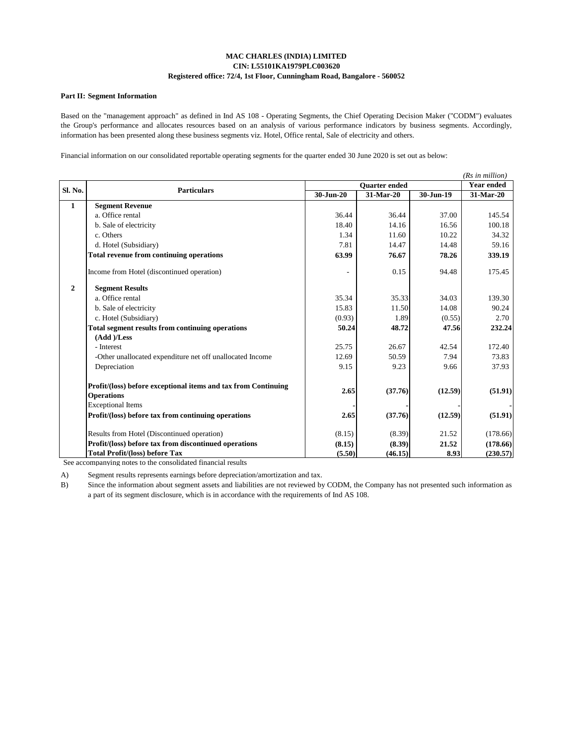**MAC CHARLES (INDIA) LIMITED**
**CIN: L55101KA1979PLC003620**
**Registered office: 72/4, 1st Floor, Cunningham Road, Bangalore - 560052**

**Part II: Segment Information**

Based on the "management approach" as defined in Ind AS 108 - Operating Segments, the Chief Operating Decision Maker ("CODM") evaluates the Group's performance and allocates resources based on an analysis of various performance indicators by business segments. Accordingly, information has been presented along these business segments viz. Hotel, Office rental, Sale of electricity and others.

Financial information on our consolidated reportable operating segments for the quarter ended 30 June 2020 is set out as below:

*(Rs in million)*

| Sl. No. | Particulars | Quarter ended | | | Year ended |
|---|---|---|---|---|---|
| | | 30-Jun-20 | 31-Mar-20 | 30-Jun-19 | 31-Mar-20 |
| 1 | **Segment Revenue** | | | | |
| | a. Office rental | 36.44 | 36.44 | 37.00 | 145.54 |
| | b. Sale of electricity | 18.40 | 14.16 | 16.56 | 100.18 |
| | c. Others | 1.34 | 11.60 | 10.22 | 34.32 |
| | d. Hotel (Subsidiary) | 7.81 | 14.47 | 14.48 | 59.16 |
| | **Total revenue from continuing operations** | **63.99** | **76.67** | **78.26** | **339.19** |
| | Income from Hotel (discontinued operation) | - | 0.15 | 94.48 | 175.45 |
| 2 | **Segment Results** | | | | |
| | a. Office rental | 35.34 | 35.33 | 34.03 | 139.30 |
| | b. Sale of electricity | 15.83 | 11.50 | 14.08 | 90.24 |
| | c. Hotel (Subsidiary) | (0.93) | 1.89 | (0.55) | 2.70 |
| | **Total segment results from continuing operations** | **50.24** | **48.72** | **47.56** | **232.24** |
| | **(Add )/Less** | | | | |
| | - Interest | 25.75 | 26.67 | 42.54 | 172.40 |
| | -Other unallocated expenditure net off unallocated Income | 12.69 | 50.59 | 7.94 | 73.83 |
| | Depreciation | 9.15 | 9.23 | 9.66 | 37.93 |
| | **Profit/(loss) before exceptional items and tax from Continuing Operations** | **2.65** | **(37.76)** | **(12.59)** | **(51.91)** |
| | Exceptional Items | - | - | - | - |
| | **Profit/(loss) before tax from continuing operations** | **2.65** | **(37.76)** | **(12.59)** | **(51.91)** |
| | Results from Hotel (Discontinued operation) | (8.15) | (8.39) | 21.52 | (178.66) |
| | **Profit/(loss) before tax from discontinued operations** | **(8.15)** | **(8.39)** | **21.52** | **(178.66)** |
| | **Total Profit/(loss) before Tax** | **(5.50)** | **(46.15)** | **8.93** | **(230.57)** |

See accompanying notes to the consolidated financial results

A) Segment results represents earnings before depreciation/amortization and tax.

B) Since the information about segment assets and liabilities are not reviewed by CODM, the Company has not presented such information as a part of its segment disclosure, which is in accordance with the requirements of Ind AS 108.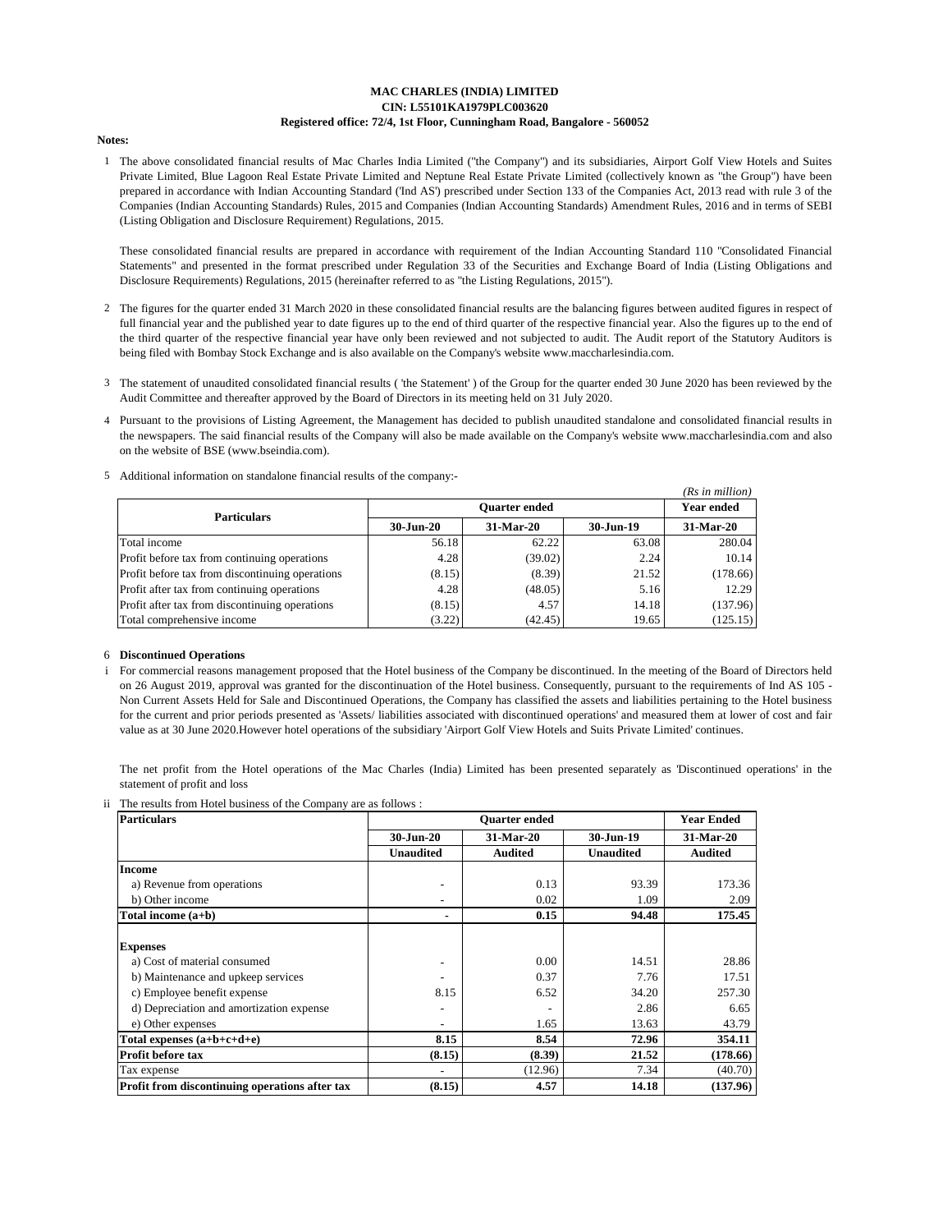**MAC CHARLES (INDIA) LIMITED**
**CIN: L55101KA1979PLC003620**
**Registered office: 72/4, 1st Floor, Cunningham Road, Bangalore - 560052**

**Notes:**

1 The above consolidated financial results of Mac Charles India Limited ("the Company") and its subsidiaries, Airport Golf View Hotels and Suites Private Limited, Blue Lagoon Real Estate Private Limited and Neptune Real Estate Private Limited (collectively known as "the Group") have been prepared in accordance with Indian Accounting Standard ('Ind AS') prescribed under Section 133 of the Companies Act, 2013 read with rule 3 of the Companies (Indian Accounting Standards) Rules, 2015 and Companies (Indian Accounting Standards) Amendment Rules, 2016 and in terms of SEBI (Listing Obligation and Disclosure Requirement) Regulations, 2015.

These consolidated financial results are prepared in accordance with requirement of the Indian Accounting Standard 110 "Consolidated Financial Statements" and presented in the format prescribed under Regulation 33 of the Securities and Exchange Board of India (Listing Obligations and Disclosure Requirements) Regulations, 2015 (hereinafter referred to as "the Listing Regulations, 2015").

2 The figures for the quarter ended 31 March 2020 in these consolidated financial results are the balancing figures between audited figures in respect of full financial year and the published year to date figures up to the end of third quarter of the respective financial year. Also the figures up to the end of the third quarter of the respective financial year have only been reviewed and not subjected to audit. The Audit report of the Statutory Auditors is being filed with Bombay Stock Exchange and is also available on the Company's website www.maccharlesindia.com.

3 The statement of unaudited consolidated financial results ( 'the Statement' ) of the Group for the quarter ended 30 June 2020 has been reviewed by the Audit Committee and thereafter approved by the Board of Directors in its meeting held on 31 July 2020.

4 Pursuant to the provisions of Listing Agreement, the Management has decided to publish unaudited standalone and consolidated financial results in the newspapers. The said financial results of the Company will also be made available on the Company's website www.maccharlesindia.com and also on the website of BSE (www.bseindia.com).

5 Additional information on standalone financial results of the company:-

*(Rs in million)*

| Particulars | Quarter ended | | | Year ended |
|---|---|---|---|---|
| | 30-Jun-20 | 31-Mar-20 | 30-Jun-19 | 31-Mar-20 |
| Total income | 56.18 | 62.22 | 63.08 | 280.04 |
| Profit before tax from continuing operations | 4.28 | (39.02) | 2.24 | 10.14 |
| Profit before tax from discontinuing operations | (8.15) | (8.39) | 21.52 | (178.66) |
| Profit after tax from continuing operations | 4.28 | (48.05) | 5.16 | 12.29 |
| Profit after tax from discontinuing operations | (8.15) | 4.57 | 14.18 | (137.96) |
| Total comprehensive income | (3.22) | (42.45) | 19.65 | (125.15) |

6 **Discontinued Operations**

i For commercial reasons management proposed that the Hotel business of the Company be discontinued. In the meeting of the Board of Directors held on 26 August 2019, approval was granted for the discontinuation of the Hotel business. Consequently, pursuant to the requirements of Ind AS 105 - Non Current Assets Held for Sale and Discontinued Operations, the Company has classified the assets and liabilities pertaining to the Hotel business for the current and prior periods presented as 'Assets/ liabilities associated with discontinued operations' and measured them at lower of cost and fair value as at 30 June 2020.However hotel operations of the subsidiary 'Airport Golf View Hotels and Suits Private Limited' continues.

The net profit from the Hotel operations of the Mac Charles (India) Limited has been presented separately as 'Discontinued operations' in the statement of profit and loss

ii The results from Hotel business of the Company are as follows :

| **Particulars** | **Quarter ended** | | | **Year Ended** |
|---|---|---|---|---|
| | **30-Jun-20** | **31-Mar-20** | **30-Jun-19** | **31-Mar-20** |
| | **Unaudited** | **Audited** | **Unaudited** | **Audited** |
| **Income** | | | | |
| a) Revenue from operations | - | 0.13 | 93.39 | 173.36 |
| b) Other income | - | 0.02 | 1.09 | 2.09 |
| **Total income (a+b)** | **-** | **0.15** | **94.48** | **175.45** |
| **Expenses** | | | | |
| a) Cost of material consumed | - | 0.00 | 14.51 | 28.86 |
| b) Maintenance and upkeep services | - | 0.37 | 7.76 | 17.51 |
| c) Employee benefit expense | 8.15 | 6.52 | 34.20 | 257.30 |
| d) Depreciation and amortization expense | - | - | 2.86 | 6.65 |
| e) Other expenses | - | 1.65 | 13.63 | 43.79 |
| **Total expenses (a+b+c+d+e)** | **8.15** | **8.54** | **72.96** | **354.11** |
| **Profit before tax** | **(8.15)** | **(8.39)** | **21.52** | **(178.66)** |
| Tax expense | - | (12.96) | 7.34 | (40.70) |
| **Profit from discontinuing operations after tax** | **(8.15)** | **4.57** | **14.18** | **(137.96)** |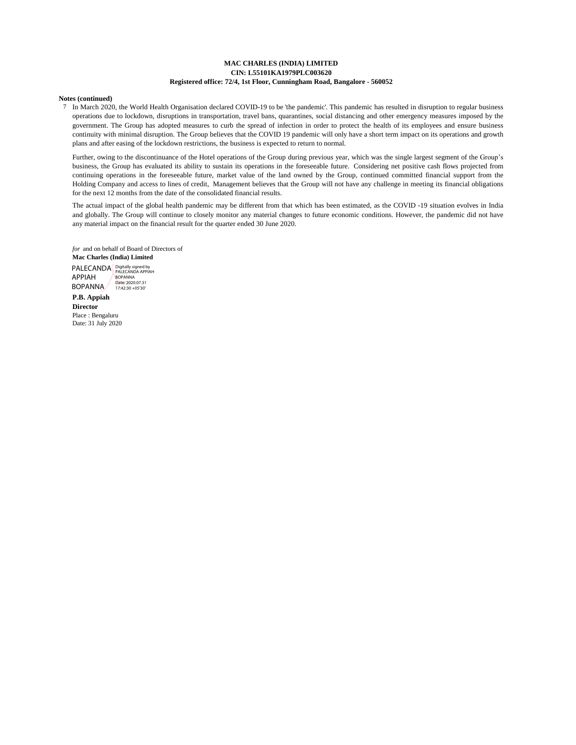**MAC CHARLES (INDIA) LIMITED**
**CIN: L55101KA1979PLC003620**
**Registered office: 72/4, 1st Floor, Cunningham Road, Bangalore - 560052**

**Notes (continued)**

7 In March 2020, the World Health Organisation declared COVID-19 to be 'the pandemic'. This pandemic has resulted in disruption to regular business operations due to lockdown, disruptions in transportation, travel bans, quarantines, social distancing and other emergency measures imposed by the government. The Group has adopted measures to curb the spread of infection in order to protect the health of its employees and ensure business continuity with minimal disruption. The Group believes that the COVID 19 pandemic will only have a short term impact on its operations and growth plans and after easing of the lockdown restrictions, the business is expected to return to normal.

Further, owing to the discontinuance of the Hotel operations of the Group during previous year, which was the single largest segment of the Group's business, the Group has evaluated its ability to sustain its operations in the foreseeable future. Considering net positive cash flows projected from continuing operations in the foreseeable future, market value of the land owned by the Group, continued committed financial support from the Holding Company and access to lines of credit, Management believes that the Group will not have any challenge in meeting its financial obligations for the next 12 months from the date of the consolidated financial results.

The actual impact of the global health pandemic may be different from that which has been estimated, as the COVID -19 situation evolves in India and globally. The Group will continue to closely monitor any material changes to future economic conditions. However, the pandemic did not have any material impact on the financial result for the quarter ended 30 June 2020.

*for* and on behalf of Board of Directors of
**Mac Charles (India) Limited**

PALECANDA APPIAH BOPANNA
Digitally signed by PALECANDA APPIAH BOPANNA
Date: 2020.07.31 17:42:30 +05'30'

**P.B. Appiah**
**Director**
Place : Bengaluru
Date: 31 July 2020